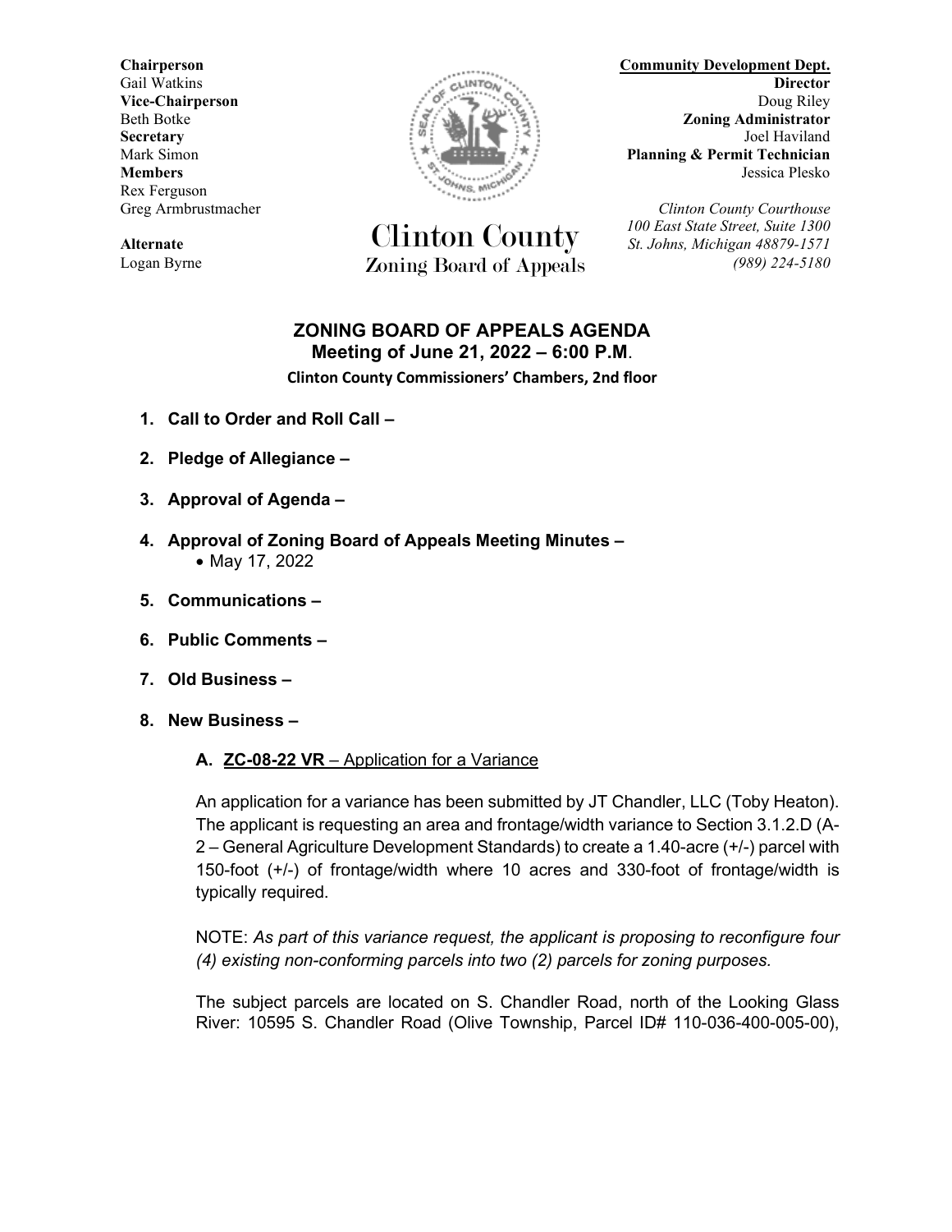**Chairperson**
Gail Watkins
**Vice-Chairperson**
Beth Botke
**Secretary**
Mark Simon
**Members**
Rex Ferguson
Greg Armbrustmacher

**Alternate**
Logan Byrne

# Clinton County
## Zoning Board of Appeals

**Community Development Dept.**
**Director**
Doug Riley
**Zoning Administrator**
Joel Haviland
**Planning & Permit Technician**
Jessica Plesko

*Clinton County Courthouse*
*100 East State Street, Suite 1300*
*St. Johns, Michigan 48879-1571*
*(989) 224-5180*

## ZONING BOARD OF APPEALS AGENDA
### Meeting of June 21, 2022 – 6:00 P.M.
**Clinton County Commissioners' Chambers, 2nd floor**

1. **Call to Order and Roll Call –**
2. **Pledge of Allegiance –**
3. **Approval of Agenda –**
4. **Approval of Zoning Board of Appeals Meeting Minutes –**
   - May 17, 2022
5. **Communications –**
6. **Public Comments –**
7. **Old Business –**
8. **New Business –**

**A. ZC-08-22 VR** – Application for a Variance

An application for a variance has been submitted by JT Chandler, LLC (Toby Heaton). The applicant is requesting an area and frontage/width variance to Section 3.1.2.D (A-2 – General Agriculture Development Standards) to create a 1.40-acre (+/-) parcel with 150-foot (+/-) of frontage/width where 10 acres and 330-foot of frontage/width is typically required.

NOTE: *As part of this variance request, the applicant is proposing to reconfigure four (4) existing non-conforming parcels into two (2) parcels for zoning purposes.*

The subject parcels are located on S. Chandler Road, north of the Looking Glass River: 10595 S. Chandler Road (Olive Township, Parcel ID# 110-036-400-005-00),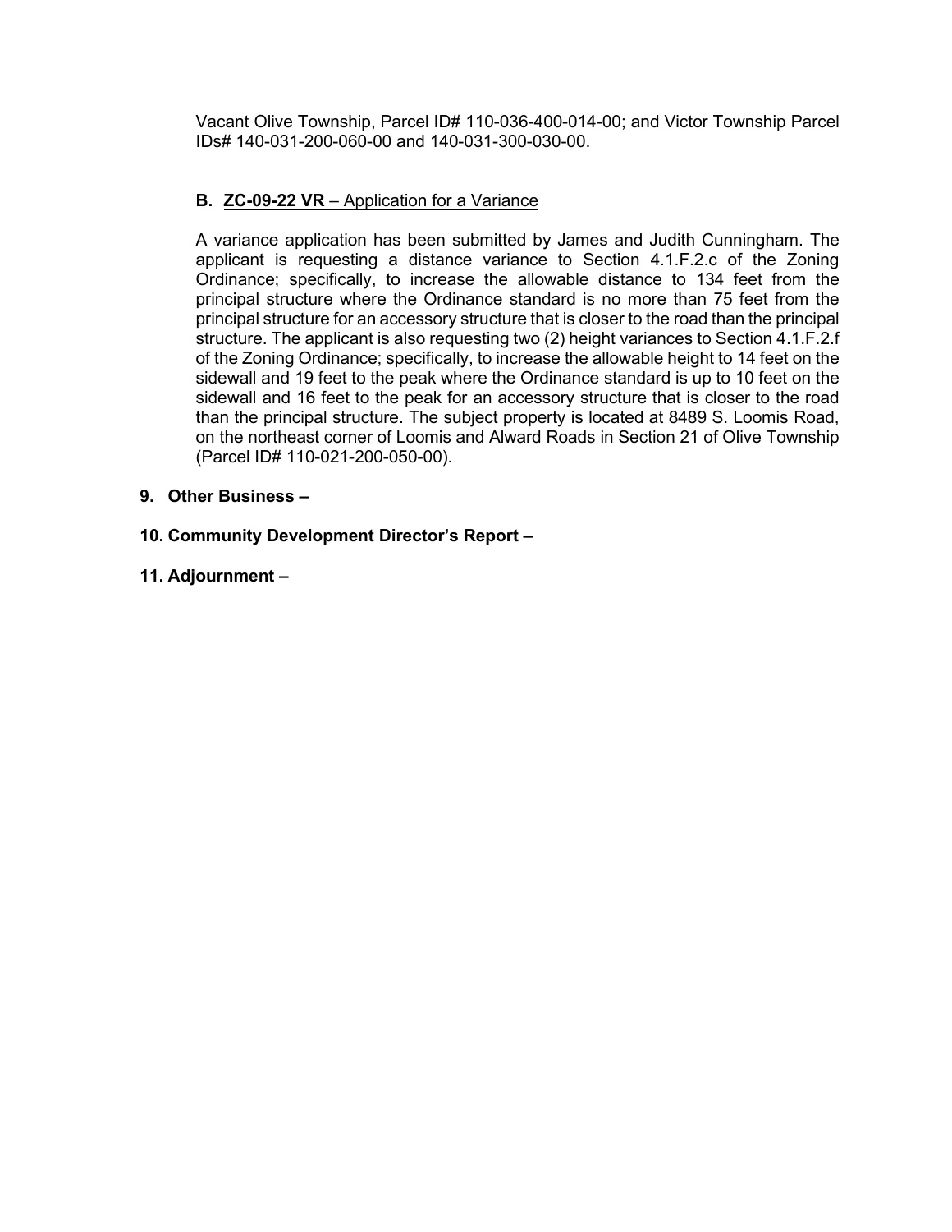Vacant Olive Township, Parcel ID# 110-036-400-014-00; and Victor Township Parcel IDs# 140-031-200-060-00 and 140-031-300-030-00.

**B. <u>ZC-09-22 VR</u>** – <u>Application for a Variance</u>

A variance application has been submitted by James and Judith Cunningham. The applicant is requesting a distance variance to Section 4.1.F.2.c of the Zoning Ordinance; specifically, to increase the allowable distance to 134 feet from the principal structure where the Ordinance standard is no more than 75 feet from the principal structure for an accessory structure that is closer to the road than the principal structure. The applicant is also requesting two (2) height variances to Section 4.1.F.2.f of the Zoning Ordinance; specifically, to increase the allowable height to 14 feet on the sidewall and 19 feet to the peak where the Ordinance standard is up to 10 feet on the sidewall and 16 feet to the peak for an accessory structure that is closer to the road than the principal structure. The subject property is located at 8489 S. Loomis Road, on the northeast corner of Loomis and Alward Roads in Section 21 of Olive Township (Parcel ID# 110-021-200-050-00).

**9. Other Business –**

**10. Community Development Director's Report –**

**11. Adjournment –**